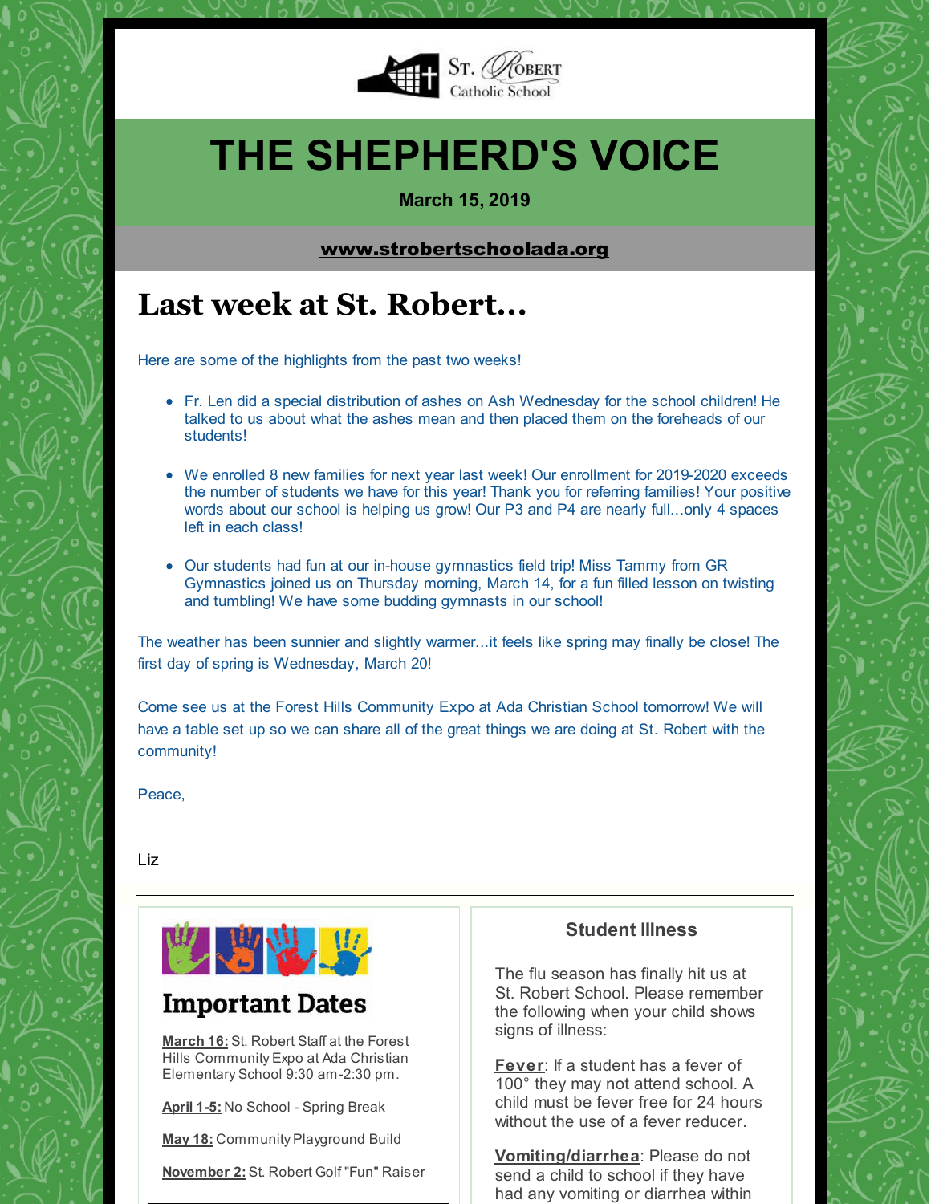St. Robert Catholic School

# THE SHEPHERD'S VOICE

**March 15, 2019**

**www.strobertschoolada.org**

## Last week at St. Robert...

Here are some of the highlights from the past two weeks!

- Fr. Len did a special distribution of ashes on Ash Wednesday for the school children! He talked to us about what the ashes mean and then placed them on the foreheads of our students!
- We enrolled 8 new families for next year last week! Our enrollment for 2019-2020 exceeds the number of students we have for this year! Thank you for referring families! Your positive words about our school is helping us grow! Our P3 and P4 are nearly full...only 4 spaces left in each class!
- Our students had fun at our in-house gymnastics field trip! Miss Tammy from GR Gymnastics joined us on Thursday morning, March 14, for a fun filled lesson on twisting and tumbling! We have some budding gymnasts in our school!

The weather has been sunnier and slightly warmer...it feels like spring may finally be close! The first day of spring is Wednesday, March 20!

Come see us at the Forest Hills Community Expo at Ada Christian School tomorrow! We will have a table set up so we can share all of the great things we are doing at St. Robert with the community!

Peace,

Liz

---

## Important Dates

**March 16:** St. Robert Staff at the Forest Hills Community Expo at Ada Christian Elementary School 9:30 am-2:30 pm.

**April 1-5:** No School - Spring Break

**May 18:** Community Playground Build

**November 2:** St. Robert Golf "Fun" Raiser

### Student Illness

The flu season has finally hit us at St. Robert School. Please remember the following when your child shows signs of illness:

**Fever**: If a student has a fever of 100° they may not attend school. A child must be fever free for 24 hours without the use of a fever reducer.

**Vomiting/diarrhea**: Please do not send a child to school if they have had any vomiting or diarrhea within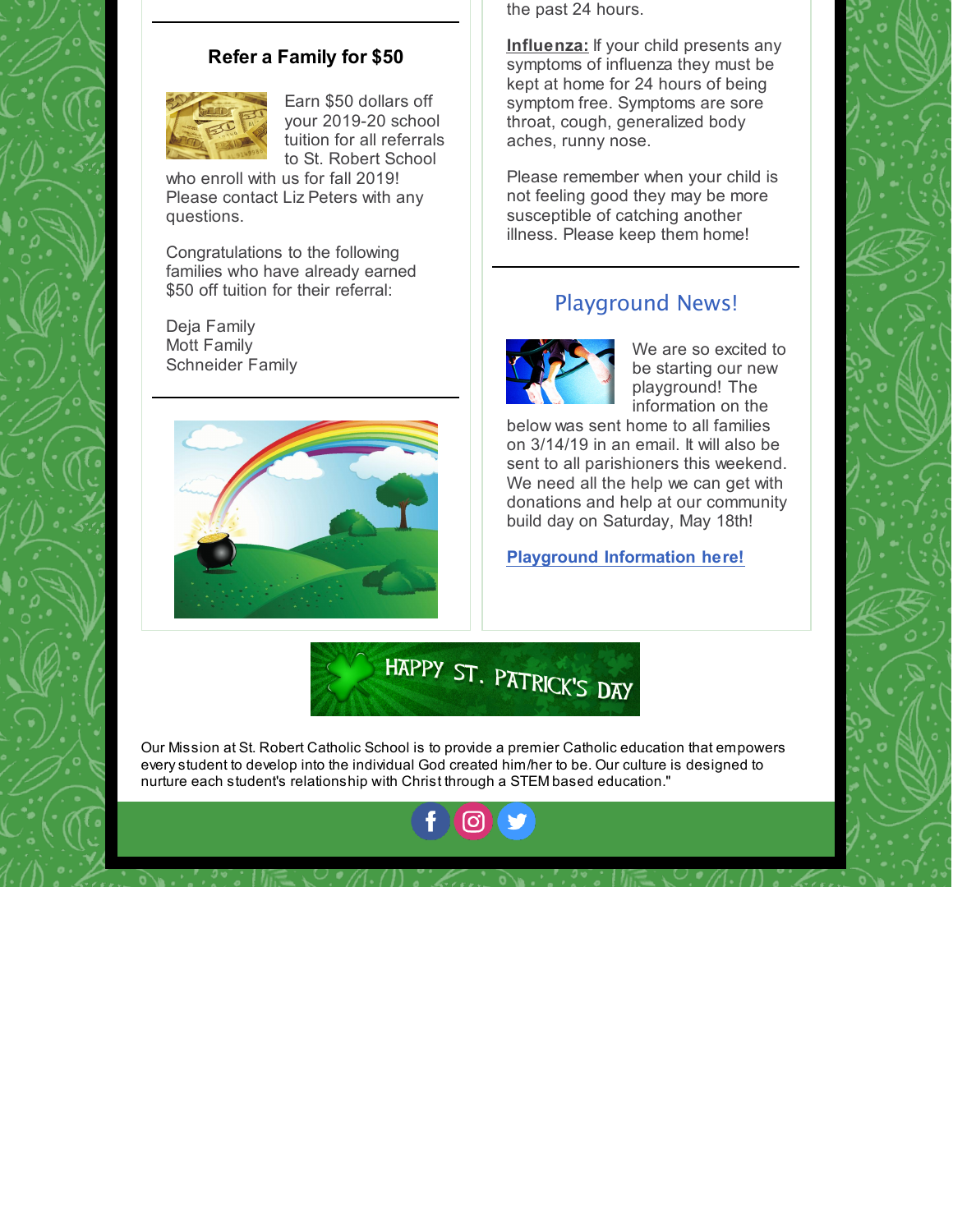## Refer a Family for $50

Earn $50 dollars off your 2019-20 school tuition for all referrals to St. Robert School who enroll with us for fall 2019! Please contact Liz Peters with any questions.

Congratulations to the following families who have already earned $50 off tuition for their referral:

Deja Family
Mott Family
Schneider Family

the past 24 hours.

**Influenza:** If your child presents any symptoms of influenza they must be kept at home for 24 hours of being symptom free. Symptoms are sore throat, cough, generalized body aches, runny nose.

Please remember when your child is not feeling good they may be more susceptible of catching another illness. Please keep them home!

## Playground News!

We are so excited to be starting our new playground! The information on the below was sent home to all families on 3/14/19 in an email. It will also be sent to all parishioners this weekend. We need all the help we can get with donations and help at our community build day on Saturday, May 18th!

**Playground Information here!**

HAPPY ST. PATRICK'S DAY

Our Mission at St. Robert Catholic School is to provide a premier Catholic education that empowers every student to develop into the individual God created him/her to be. Our culture is designed to nurture each student's relationship with Christ through a STEM based education."